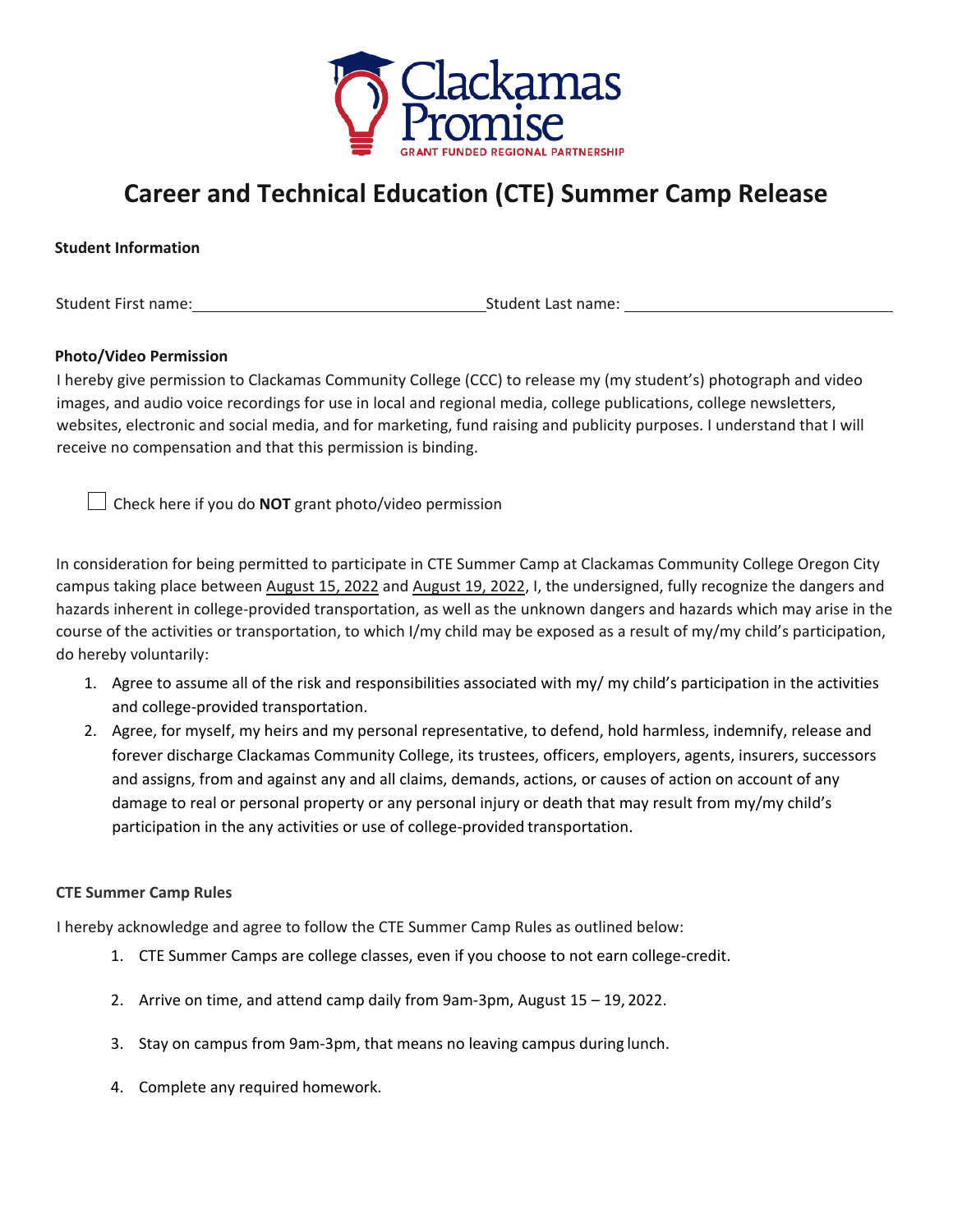Clackamas Promise

GRANT FUNDED REGIONAL PARTNERSHIP

# Career and Technical Education (CTE) Summer Camp Release

**Student Information**

Student First name: \_\_\_\_\_\_\_\_\_\_\_\_\_\_\_\_\_\_\_\_\_\_\_\_\_\_\_\_\_\_\_\_ Student Last name: \_\_\_\_\_\_\_\_\_\_\_\_\_\_\_\_\_\_\_\_\_\_\_\_\_\_\_\_\_\_\_\_

**Photo/Video Permission**

I hereby give permission to Clackamas Community College (CCC) to release my (my student's) photograph and video images, and audio voice recordings for use in local and regional media, college publications, college newsletters, websites, electronic and social media, and for marketing, fund raising and publicity purposes. I understand that I will receive no compensation and that this permission is binding.

☐ Check here if you do **NOT** grant photo/video permission

In consideration for being permitted to participate in CTE Summer Camp at Clackamas Community College Oregon City campus taking place between August 15, 2022 and August 19, 2022, I, the undersigned, fully recognize the dangers and hazards inherent in college-provided transportation, as well as the unknown dangers and hazards which may arise in the course of the activities or transportation, to which I/my child may be exposed as a result of my/my child's participation, do hereby voluntarily:

1. Agree to assume all of the risk and responsibilities associated with my/ my child's participation in the activities and college-provided transportation.
2. Agree, for myself, my heirs and my personal representative, to defend, hold harmless, indemnify, release and forever discharge Clackamas Community College, its trustees, officers, employers, agents, insurers, successors and assigns, from and against any and all claims, demands, actions, or causes of action on account of any damage to real or personal property or any personal injury or death that may result from my/my child's participation in the any activities or use of college-provided transportation.

**CTE Summer Camp Rules**

I hereby acknowledge and agree to follow the CTE Summer Camp Rules as outlined below:

1. CTE Summer Camps are college classes, even if you choose to not earn college-credit.
2. Arrive on time, and attend camp daily from 9am-3pm, August 15 – 19, 2022.
3. Stay on campus from 9am-3pm, that means no leaving campus during lunch.
4. Complete any required homework.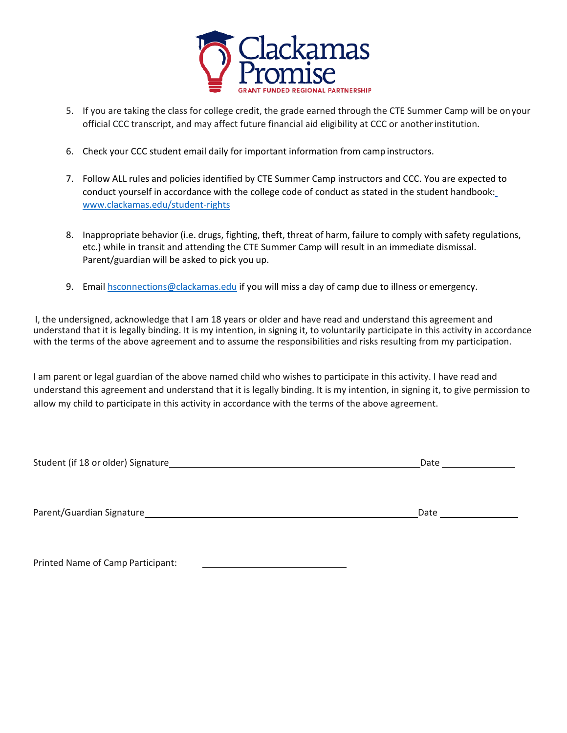5. If you are taking the class for college credit, the grade earned through the CTE Summer Camp will be on your official CCC transcript, and may affect future financial aid eligibility at CCC or another institution.

6. Check your CCC student email daily for important information from camp instructors.

7. Follow ALL rules and policies identified by CTE Summer Camp instructors and CCC. You are expected to conduct yourself in accordance with the college code of conduct as stated in the student handbook: www.clackamas.edu/student-rights

8. Inappropriate behavior (i.e. drugs, fighting, theft, threat of harm, failure to comply with safety regulations, etc.) while in transit and attending the CTE Summer Camp will result in an immediate dismissal. Parent/guardian will be asked to pick you up.

9. Email hsconnections@clackamas.edu if you will miss a day of camp due to illness or emergency.

I, the undersigned, acknowledge that I am 18 years or older and have read and understand this agreement and understand that it is legally binding. It is my intention, in signing it, to voluntarily participate in this activity in accordance with the terms of the above agreement and to assume the responsibilities and risks resulting from my participation.

I am parent or legal guardian of the above named child who wishes to participate in this activity. I have read and understand this agreement and understand that it is legally binding. It is my intention, in signing it, to give permission to allow my child to participate in this activity in accordance with the terms of the above agreement.

Student (if 18 or older) Signature \_\_\_\_\_\_\_\_\_\_\_\_\_\_\_\_\_\_\_\_\_\_\_\_\_\_\_\_\_\_\_\_\_\_\_\_\_\_\_\_ Date \_\_\_\_\_\_\_\_\_\_\_\_

Parent/Guardian Signature \_\_\_\_\_\_\_\_\_\_\_\_\_\_\_\_\_\_\_\_\_\_\_\_\_\_\_\_\_\_\_\_\_\_\_\_\_\_\_\_\_\_\_\_ Date \_\_\_\_\_\_\_\_\_\_\_\_

Printed Name of Camp Participant: \_\_\_\_\_\_\_\_\_\_\_\_\_\_\_\_\_\_\_\_\_\_\_\_